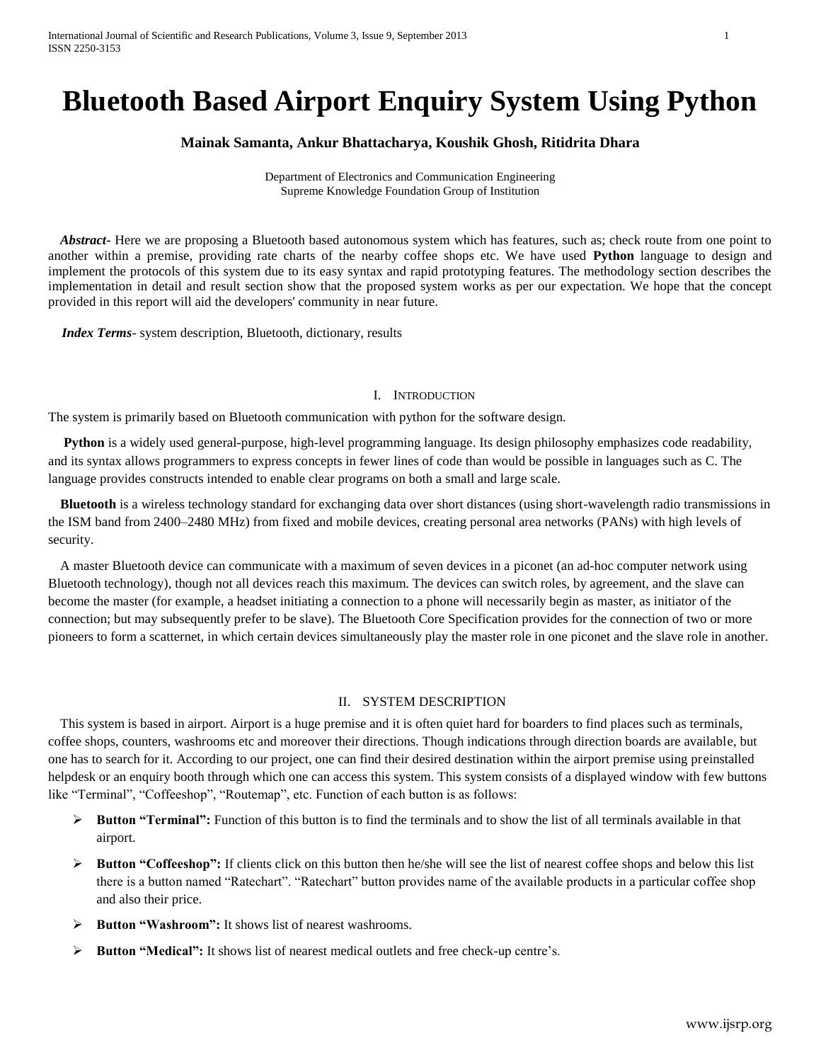# Bluetooth Based Airport Enquiry System Using Python

**Mainak Samanta, Ankur Bhattacharya, Koushik Ghosh, Ritidrita Dhara**

Department of Electronics and Communication Engineering
Supreme Knowledge Foundation Group of Institution

***Abstract-*** Here we are proposing a Bluetooth based autonomous system which has features, such as; check route from one point to another within a premise, providing rate charts of the nearby coffee shops etc. We have used **Python** language to design and implement the protocols of this system due to its easy syntax and rapid prototyping features. The methodology section describes the implementation in detail and result section show that the proposed system works as per our expectation. We hope that the concept provided in this report will aid the developers' community in near future.

***Index Terms***- system description, Bluetooth, dictionary, results

## I. Introduction

The system is primarily based on Bluetooth communication with python for the software design.

**Python** is a widely used general-purpose, high-level programming language. Its design philosophy emphasizes code readability, and its syntax allows programmers to express concepts in fewer lines of code than would be possible in languages such as C. The language provides constructs intended to enable clear programs on both a small and large scale.

**Bluetooth** is a wireless technology standard for exchanging data over short distances (using short-wavelength radio transmissions in the ISM band from 2400–2480 MHz) from fixed and mobile devices, creating personal area networks (PANs) with high levels of security.

A master Bluetooth device can communicate with a maximum of seven devices in a piconet (an ad-hoc computer network using Bluetooth technology), though not all devices reach this maximum. The devices can switch roles, by agreement, and the slave can become the master (for example, a headset initiating a connection to a phone will necessarily begin as master, as initiator of the connection; but may subsequently prefer to be slave). The Bluetooth Core Specification provides for the connection of two or more pioneers to form a scatternet, in which certain devices simultaneously play the master role in one piconet and the slave role in another.

## II. System Description

This system is based in airport. Airport is a huge premise and it is often quiet hard for boarders to find places such as terminals, coffee shops, counters, washrooms etc and moreover their directions. Though indications through direction boards are available, but one has to search for it. According to our project, one can find their desired destination within the airport premise using preinstalled helpdesk or an enquiry booth through which one can access this system. This system consists of a displayed window with few buttons like "Terminal", "Coffeeshop", "Routemap", etc. Function of each button is as follows:

- **Button "Terminal":** Function of this button is to find the terminals and to show the list of all terminals available in that airport.
- **Button "Coffeeshop":** If clients click on this button then he/she will see the list of nearest coffee shops and below this list there is a button named "Ratechart". "Ratechart" button provides name of the available products in a particular coffee shop and also their price.
- **Button "Washroom":** It shows list of nearest washrooms.
- **Button "Medical":** It shows list of nearest medical outlets and free check-up centre's.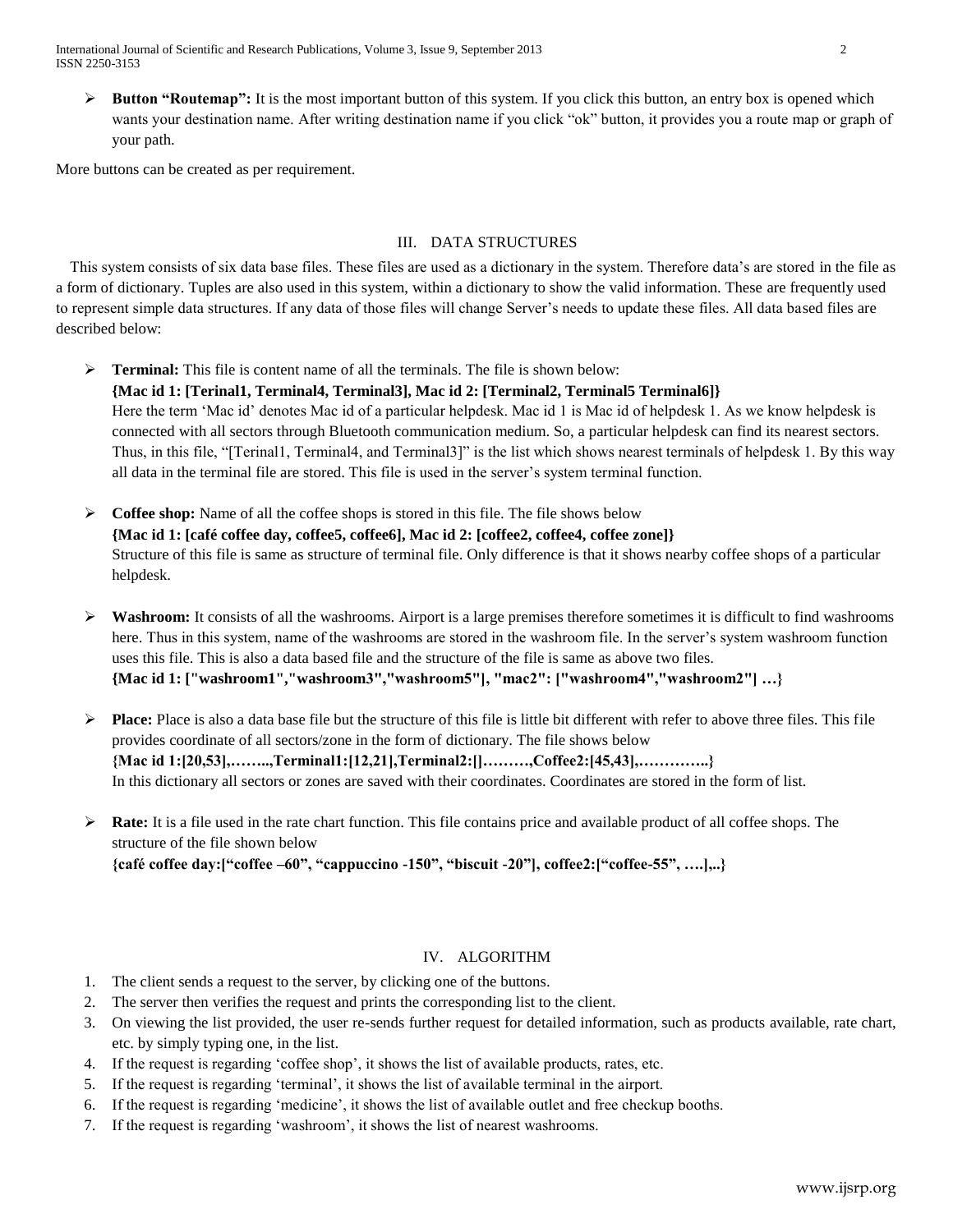- **Button "Routemap":** It is the most important button of this system. If you click this button, an entry box is opened which wants your destination name. After writing destination name if you click "ok" button, it provides you a route map or graph of your path.

More buttons can be created as per requirement.

## III. DATA STRUCTURES

This system consists of six data base files. These files are used as a dictionary in the system. Therefore data's are stored in the file as a form of dictionary. Tuples are also used in this system, within a dictionary to show the valid information. These are frequently used to represent simple data structures. If any data of those files will change Server's needs to update these files. All data based files are described below:

- **Terminal:** This file is content name of all the terminals. The file is shown below:
  **{Mac id 1: [Terinal1, Terminal4, Terminal3], Mac id 2: [Terminal2, Terminal5 Terminal6]}**
  Here the term 'Mac id' denotes Mac id of a particular helpdesk. Mac id 1 is Mac id of helpdesk 1. As we know helpdesk is connected with all sectors through Bluetooth communication medium. So, a particular helpdesk can find its nearest sectors. Thus, in this file, "[Terinal1, Terminal4, and Terminal3]" is the list which shows nearest terminals of helpdesk 1. By this way all data in the terminal file are stored. This file is used in the server's system terminal function.

- **Coffee shop:** Name of all the coffee shops is stored in this file. The file shows below
  **{Mac id 1: [café coffee day, coffee5, coffee6], Mac id 2: [coffee2, coffee4, coffee zone]}**
  Structure of this file is same as structure of terminal file. Only difference is that it shows nearby coffee shops of a particular helpdesk.

- **Washroom:** It consists of all the washrooms. Airport is a large premises therefore sometimes it is difficult to find washrooms here. Thus in this system, name of the washrooms are stored in the washroom file. In the server's system washroom function uses this file. This is also a data based file and the structure of the file is same as above two files.
  **{Mac id 1: ["washroom1","washroom3","washroom5"], "mac2": ["washroom4","washroom2"] …}**

- **Place:** Place is also a data base file but the structure of this file is little bit different with refer to above three files. This file provides coordinate of all sectors/zone in the form of dictionary. The file shows below
  **{Mac id 1:[20,53],……..,Terminal1:[12,21],Terminal2:[]………,Coffee2:[45,43],…………..}**
  In this dictionary all sectors or zones are saved with their coordinates. Coordinates are stored in the form of list.

- **Rate:** It is a file used in the rate chart function. This file contains price and available product of all coffee shops. The structure of the file shown below
  **{café coffee day:["coffee –60", "cappuccino -150", "biscuit -20"], coffee2:["coffee-55", ….],..}**

## IV. ALGORITHM

1. The client sends a request to the server, by clicking one of the buttons.
2. The server then verifies the request and prints the corresponding list to the client.
3. On viewing the list provided, the user re-sends further request for detailed information, such as products available, rate chart, etc. by simply typing one, in the list.
4. If the request is regarding 'coffee shop', it shows the list of available products, rates, etc.
5. If the request is regarding 'terminal', it shows the list of available terminal in the airport.
6. If the request is regarding 'medicine', it shows the list of available outlet and free checkup booths.
7. If the request is regarding 'washroom', it shows the list of nearest washrooms.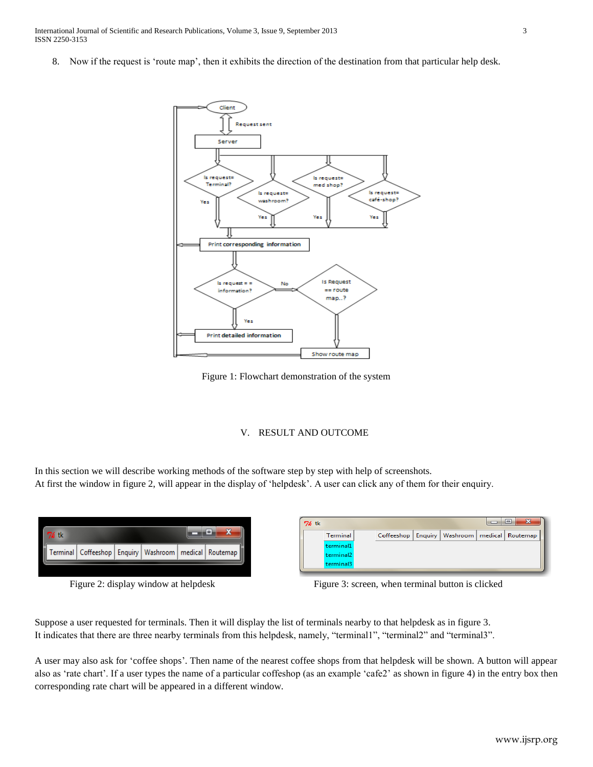8. Now if the request is 'route map', then it exhibits the direction of the destination from that particular help desk.

Client

Request sent

Server

Is request= Terminal?

Is request= washroom?

Is request= med shop?

Is request= café-shop?

Yes

Yes

Yes

Yes

Print corresponding information

Is request = = information?

No

Is Request == route map..?

Yes

Print detailed information

Show route map

Figure 1: Flowchart demonstration of the system

## V. RESULT AND OUTCOME

In this section we will describe working methods of the software step by step with help of screenshots.
At first the window in figure 2, will appear in the display of 'helpdesk'. A user can click any of them for their enquiry.

tk

Terminal | Coffeeshop | Enquiry | Washroom | medical | Routemap

Figure 2: display window at helpdesk

tk

Terminal | Coffeeshop | Enquiry | Washroom | medical | Routemap

terminal1

terminal2

terminal3

Figure 3: screen, when terminal button is clicked

Suppose a user requested for terminals. Then it will display the list of terminals nearby to that helpdesk as in figure 3.
It indicates that there are three nearby terminals from this helpdesk, namely, "terminal1", "terminal2" and "terminal3".

A user may also ask for 'coffee shops'. Then name of the nearest coffee shops from that helpdesk will be shown. A button will appear also as 'rate chart'. If a user types the name of a particular coffeshop (as an example 'cafe2' as shown in figure 4) in the entry box then corresponding rate chart will be appeared in a different window.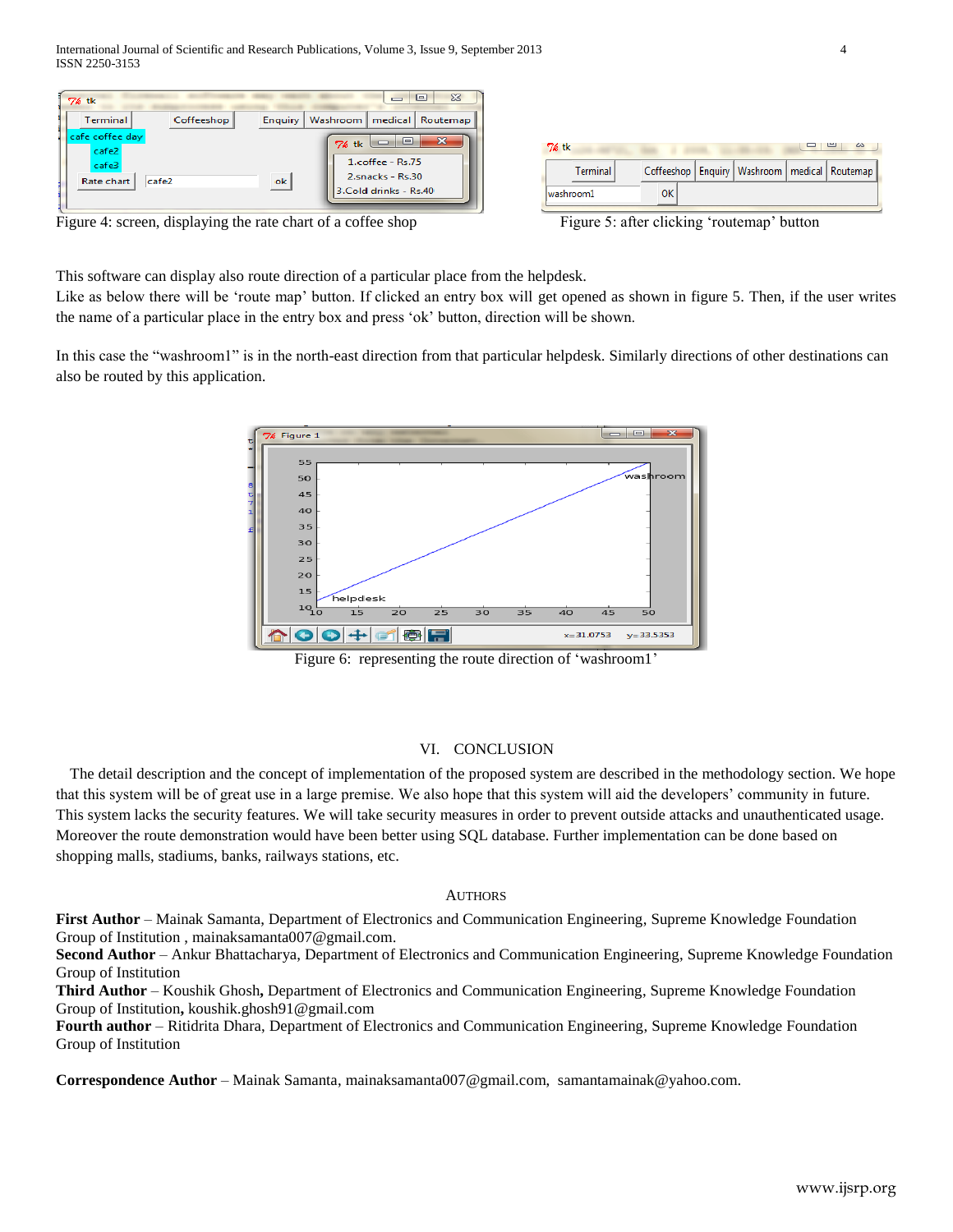Figure 4: screen, displaying the rate chart of a coffee shop

Figure 5: after clicking 'routemap' button

This software can display also route direction of a particular place from the helpdesk.
Like as below there will be 'route map' button. If clicked an entry box will get opened as shown in figure 5. Then, if the user writes the name of a particular place in the entry box and press 'ok' button, direction will be shown.

In this case the "washroom1" is in the north-east direction from that particular helpdesk. Similarly directions of other destinations can also be routed by this application.

Figure 6: representing the route direction of 'washroom1'

## VI. CONCLUSION

The detail description and the concept of implementation of the proposed system are described in the methodology section. We hope that this system will be of great use in a large premise. We also hope that this system will aid the developers' community in future. This system lacks the security features. We will take security measures in order to prevent outside attacks and unauthenticated usage. Moreover the route demonstration would have been better using SQL database. Further implementation can be done based on shopping malls, stadiums, banks, railways stations, etc.

## AUTHORS

**First Author** – Mainak Samanta, Department of Electronics and Communication Engineering, Supreme Knowledge Foundation Group of Institution , mainaksamanta007@gmail.com.

**Second Author** – Ankur Bhattacharya, Department of Electronics and Communication Engineering, Supreme Knowledge Foundation Group of Institution

**Third Author** – Koushik Ghosh**,** Department of Electronics and Communication Engineering, Supreme Knowledge Foundation Group of Institution**,** koushik.ghosh91@gmail.com

**Fourth author** – Ritidrita Dhara, Department of Electronics and Communication Engineering, Supreme Knowledge Foundation Group of Institution

**Correspondence Author** – Mainak Samanta, mainaksamanta007@gmail.com, samantamainak@yahoo.com.